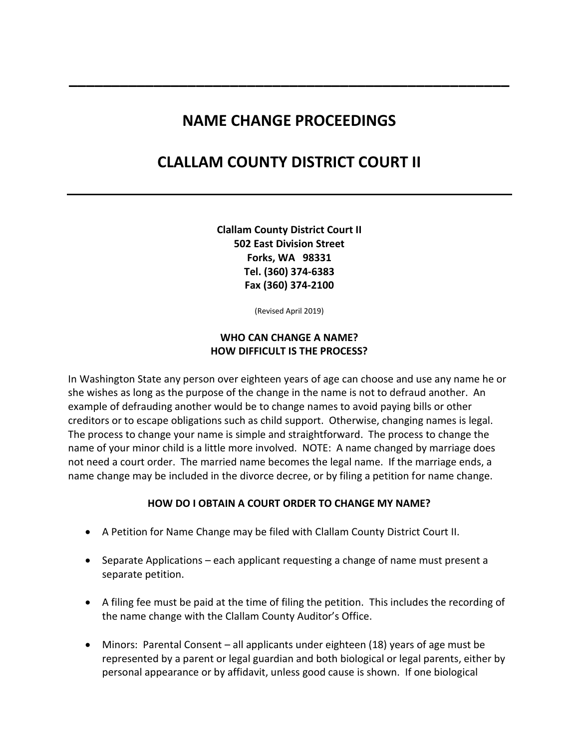# NAME CHANGE PROCEEDINGS

# CLALLAM COUNTY DISTRICT COURT II

**Clallam County District Court II**
**502 East Division Street**
**Forks, WA 98331**
**Tel. (360) 374-6383**
**Fax (360) 374-2100**

(Revised April 2019)

### WHO CAN CHANGE A NAME?
### HOW DIFFICULT IS THE PROCESS?

In Washington State any person over eighteen years of age can choose and use any name he or she wishes as long as the purpose of the change in the name is not to defraud another. An example of defrauding another would be to change names to avoid paying bills or other creditors or to escape obligations such as child support. Otherwise, changing names is legal. The process to change your name is simple and straightforward. The process to change the name of your minor child is a little more involved. NOTE: A name changed by marriage does not need a court order. The married name becomes the legal name. If the marriage ends, a name change may be included in the divorce decree, or by filing a petition for name change.

### HOW DO I OBTAIN A COURT ORDER TO CHANGE MY NAME?

- A Petition for Name Change may be filed with Clallam County District Court II.
- Separate Applications – each applicant requesting a change of name must present a separate petition.
- A filing fee must be paid at the time of filing the petition. This includes the recording of the name change with the Clallam County Auditor's Office.
- Minors: Parental Consent – all applicants under eighteen (18) years of age must be represented by a parent or legal guardian and both biological or legal parents, either by personal appearance or by affidavit, unless good cause is shown. If one biological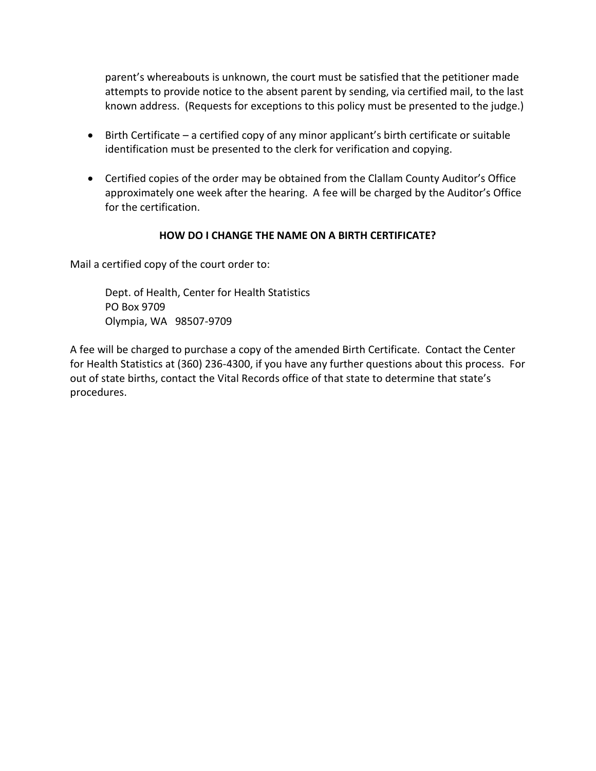parent's whereabouts is unknown, the court must be satisfied that the petitioner made attempts to provide notice to the absent parent by sending, via certified mail, to the last known address. (Requests for exceptions to this policy must be presented to the judge.)

- Birth Certificate – a certified copy of any minor applicant's birth certificate or suitable identification must be presented to the clerk for verification and copying.

- Certified copies of the order may be obtained from the Clallam County Auditor's Office approximately one week after the hearing. A fee will be charged by the Auditor's Office for the certification.

**HOW DO I CHANGE THE NAME ON A BIRTH CERTIFICATE?**

Mail a certified copy of the court order to:

Dept. of Health, Center for Health Statistics
PO Box 9709
Olympia, WA 98507-9709

A fee will be charged to purchase a copy of the amended Birth Certificate. Contact the Center for Health Statistics at (360) 236-4300, if you have any further questions about this process. For out of state births, contact the Vital Records office of that state to determine that state's procedures.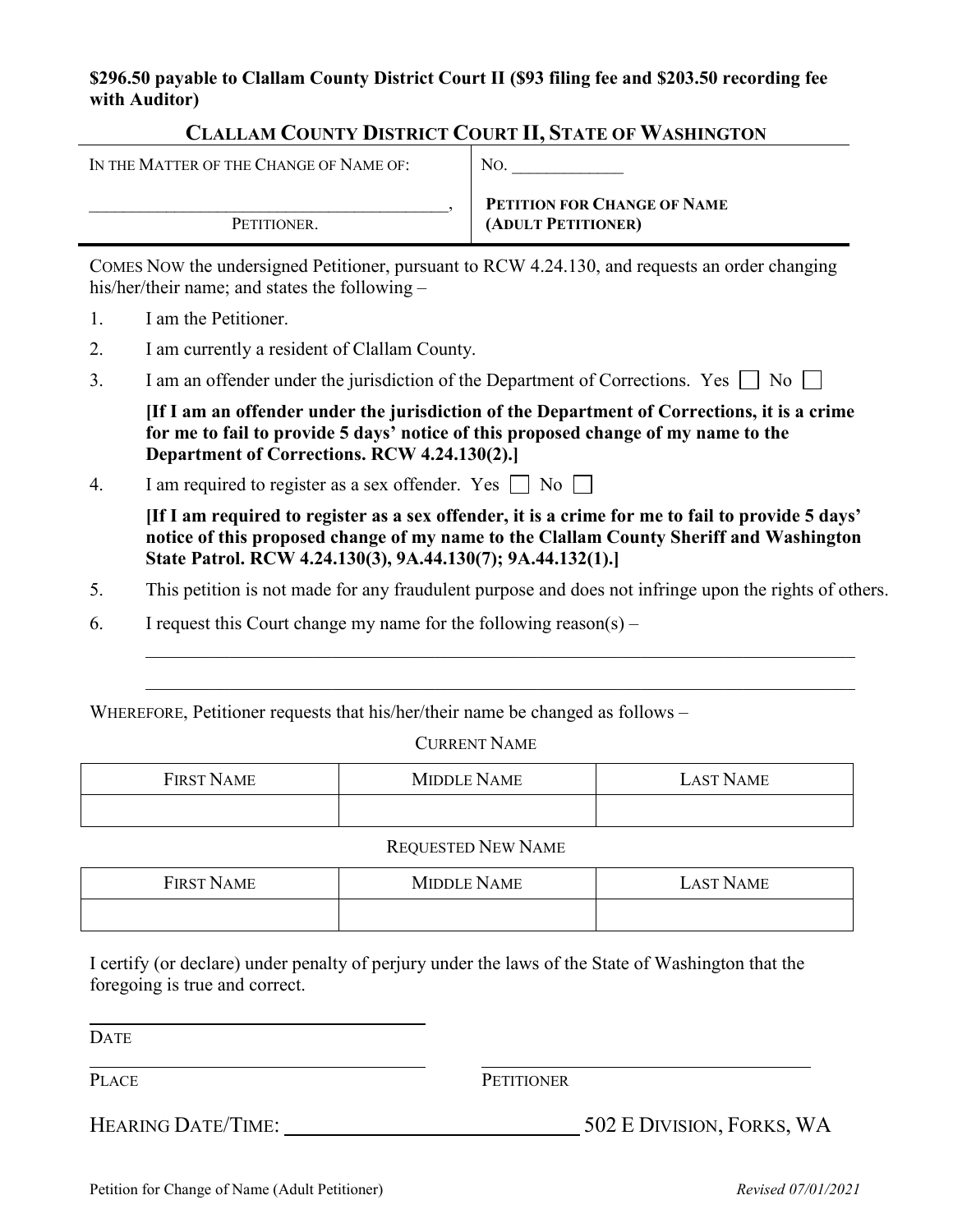**$296.50 payable to Clallam County District Court II ($93 filing fee and $203.50 recording fee with Auditor)**

## CLALLAM COUNTY DISTRICT COURT II, STATE OF WASHINGTON

| | |
|---|---|
| IN THE MATTER OF THE CHANGE OF NAME OF:<br><br>________________________________________,<br>PETITIONER. | NO. ____________<br><br>**PETITION FOR CHANGE OF NAME (ADULT PETITIONER)** |

COMES NOW the undersigned Petitioner, pursuant to RCW 4.24.130, and requests an order changing his/her/their name; and states the following –

1. I am the Petitioner.
2. I am currently a resident of Clallam County.
3. I am an offender under the jurisdiction of the Department of Corrections. Yes ☐ No ☐

   **[If I am an offender under the jurisdiction of the Department of Corrections, it is a crime for me to fail to provide 5 days' notice of this proposed change of my name to the Department of Corrections. RCW 4.24.130(2).]**

4. I am required to register as a sex offender. Yes ☐ No ☐

   **[If I am required to register as a sex offender, it is a crime for me to fail to provide 5 days' notice of this proposed change of my name to the Clallam County Sheriff and Washington State Patrol. RCW 4.24.130(3), 9A.44.130(7); 9A.44.132(1).]**

5. This petition is not made for any fraudulent purpose and does not infringe upon the rights of others.
6. I request this Court change my name for the following reason(s) –

   ______________________________________________________________________________

   ______________________________________________________________________________

WHEREFORE, Petitioner requests that his/her/their name be changed as follows –

CURRENT NAME

| FIRST NAME | MIDDLE NAME | LAST NAME |
|---|---|---|
| | | |

REQUESTED NEW NAME

| FIRST NAME | MIDDLE NAME | LAST NAME |
|---|---|---|
| | | |

I certify (or declare) under penalty of perjury under the laws of the State of Washington that the foregoing is true and correct.

______________________________
DATE

______________________________ ______________________________
PLACE PETITIONER

HEARING DATE/TIME: ____________________________ 502 E DIVISION, FORKS, WA

Petition for Change of Name (Adult Petitioner) *Revised 07/01/2021*